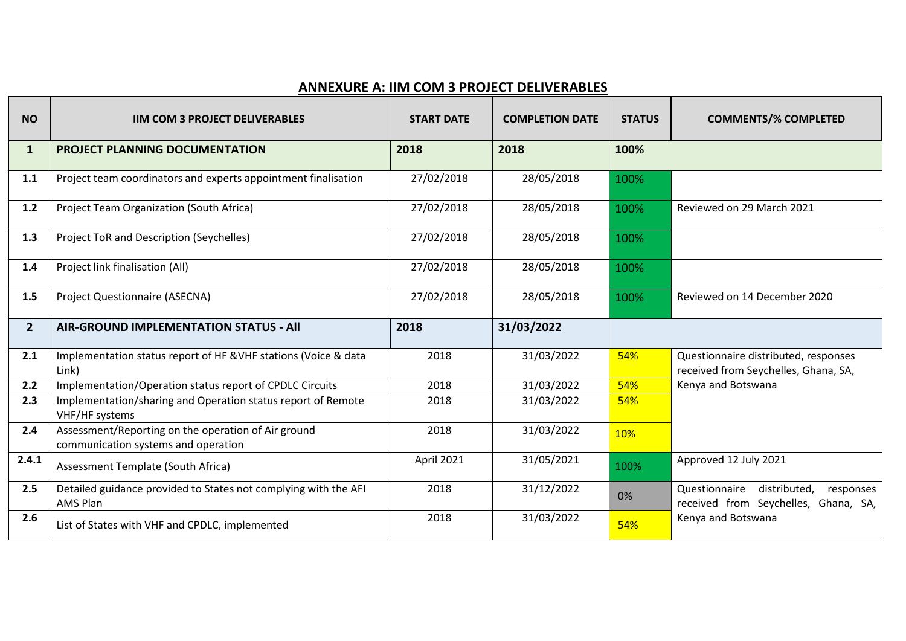## ANNEXURE A: IIM COM 3 PROJECT DELIVERABLES

| NO | IIM COM 3 PROJECT DELIVERABLES | START DATE | COMPLETION DATE | STATUS | COMMENTS/% COMPLETED |
|---|---|---|---|---|---|
| **1** | **PROJECT PLANNING DOCUMENTATION** | **2018** | **2018** | **100%** | |
| 1.1 | Project team coordinators and experts appointment finalisation | 27/02/2018 | 28/05/2018 | 100% | |
| 1.2 | Project Team Organization (South Africa) | 27/02/2018 | 28/05/2018 | 100% | Reviewed on 29 March 2021 |
| 1.3 | Project ToR and Description (Seychelles) | 27/02/2018 | 28/05/2018 | 100% | |
| 1.4 | Project link finalisation (All) | 27/02/2018 | 28/05/2018 | 100% | |
| 1.5 | Project Questionnaire (ASECNA) | 27/02/2018 | 28/05/2018 | 100% | Reviewed on 14 December 2020 |
| **2** | **AIR-GROUND IMPLEMENTATION STATUS - All** | **2018** | **31/03/2022** | | |
| 2.1 | Implementation status report of HF &VHF stations (Voice & data Link) | 2018 | 31/03/2022 | 54% | Questionnaire distributed, responses received from Seychelles, Ghana, SA, Kenya and Botswana |
| 2.2 | Implementation/Operation status report of CPDLC Circuits | 2018 | 31/03/2022 | 54% | |
| 2.3 | Implementation/sharing and Operation status report of Remote VHF/HF systems | 2018 | 31/03/2022 | 54% | |
| 2.4 | Assessment/Reporting on the operation of Air ground communication systems and operation | 2018 | 31/03/2022 | 10% | |
| 2.4.1 | Assessment Template (South Africa) | April 2021 | 31/05/2021 | 100% | Approved 12 July 2021 |
| 2.5 | Detailed guidance provided to States not complying with the AFI AMS Plan | 2018 | 31/12/2022 | 0% | Questionnaire distributed, responses received from Seychelles, Ghana, SA, Kenya and Botswana |
| 2.6 | List of States with VHF and CPDLC, implemented | 2018 | 31/03/2022 | 54% | |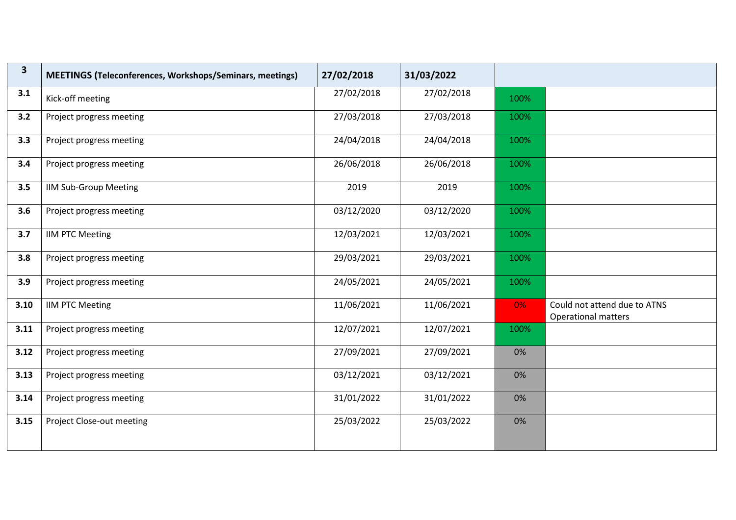| 3 | **MEETINGS (Teleconferences, Workshops/Seminars, meetings)** | **27/02/2018** | **31/03/2022** | | |
|---|---|---|---|---|---|
| **3.1** | Kick-off meeting | 27/02/2018 | 27/02/2018 | 100% | |
| **3.2** | Project progress meeting | 27/03/2018 | 27/03/2018 | 100% | |
| **3.3** | Project progress meeting | 24/04/2018 | 24/04/2018 | 100% | |
| **3.4** | Project progress meeting | 26/06/2018 | 26/06/2018 | 100% | |
| **3.5** | IIM Sub-Group Meeting | 2019 | 2019 | 100% | |
| **3.6** | Project progress meeting | 03/12/2020 | 03/12/2020 | 100% | |
| **3.7** | IIM PTC Meeting | 12/03/2021 | 12/03/2021 | 100% | |
| **3.8** | Project progress meeting | 29/03/2021 | 29/03/2021 | 100% | |
| **3.9** | Project progress meeting | 24/05/2021 | 24/05/2021 | 100% | |
| **3.10** | IIM PTC Meeting | 11/06/2021 | 11/06/2021 | 0% | Could not attend due to ATNS Operational matters |
| **3.11** | Project progress meeting | 12/07/2021 | 12/07/2021 | 100% | |
| **3.12** | Project progress meeting | 27/09/2021 | 27/09/2021 | 0% | |
| **3.13** | Project progress meeting | 03/12/2021 | 03/12/2021 | 0% | |
| **3.14** | Project progress meeting | 31/01/2022 | 31/01/2022 | 0% | |
| **3.15** | Project Close-out meeting | 25/03/2022 | 25/03/2022 | 0% | |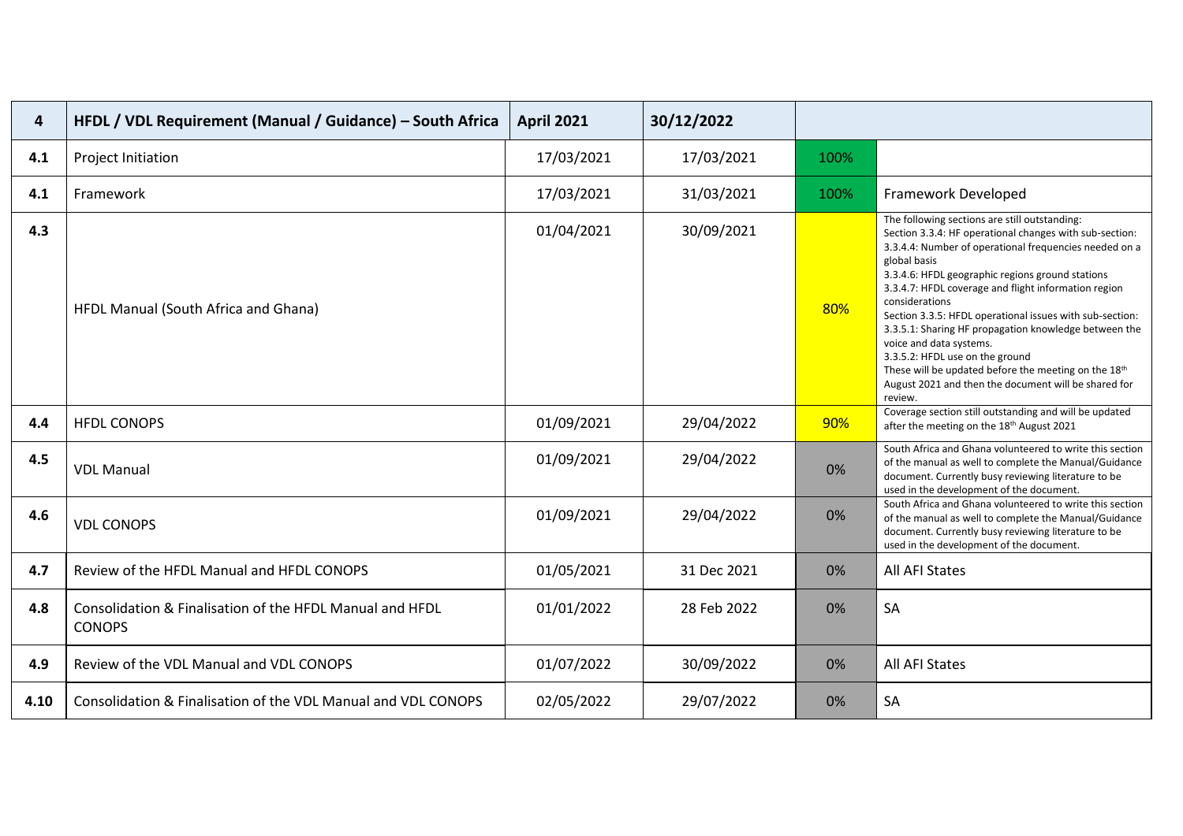| 4 | HFDL / VDL Requirement (Manual / Guidance) – South Africa | April 2021 | 30/12/2022 | | |
|---|---|---|---|---|---|
| 4.1 | Project Initiation | 17/03/2021 | 17/03/2021 | 100% | |
| 4.1 | Framework | 17/03/2021 | 31/03/2021 | 100% | Framework Developed |
| 4.3 | HFDL Manual (South Africa and Ghana) | 01/04/2021 | 30/09/2021 | 80% | The following sections are still outstanding: Section 3.3.4: HF operational changes with sub-section: 3.3.4.4: Number of operational frequencies needed on a global basis 3.3.4.6: HFDL geographic regions ground stations 3.3.4.7: HFDL coverage and flight information region considerations Section 3.3.5: HFDL operational issues with sub-section: 3.3.5.1: Sharing HF propagation knowledge between the voice and data systems. 3.3.5.2: HFDL use on the ground These will be updated before the meeting on the 18th August 2021 and then the document will be shared for review. |
| 4.4 | HFDL CONOPS | 01/09/2021 | 29/04/2022 | 90% | Coverage section still outstanding and will be updated after the meeting on the 18th August 2021 |
| 4.5 | VDL Manual | 01/09/2021 | 29/04/2022 | 0% | South Africa and Ghana volunteered to write this section of the manual as well to complete the Manual/Guidance document. Currently busy reviewing literature to be used in the development of the document. |
| 4.6 | VDL CONOPS | 01/09/2021 | 29/04/2022 | 0% | South Africa and Ghana volunteered to write this section of the manual as well to complete the Manual/Guidance document. Currently busy reviewing literature to be used in the development of the document. |
| 4.7 | Review of the HFDL Manual and HFDL CONOPS | 01/05/2021 | 31 Dec 2021 | 0% | All AFI States |
| 4.8 | Consolidation & Finalisation of the HFDL Manual and HFDL CONOPS | 01/01/2022 | 28 Feb 2022 | 0% | SA |
| 4.9 | Review of the VDL Manual and VDL CONOPS | 01/07/2022 | 30/09/2022 | 0% | All AFI States |
| 4.10 | Consolidation & Finalisation of the VDL Manual and VDL CONOPS | 02/05/2022 | 29/07/2022 | 0% | SA |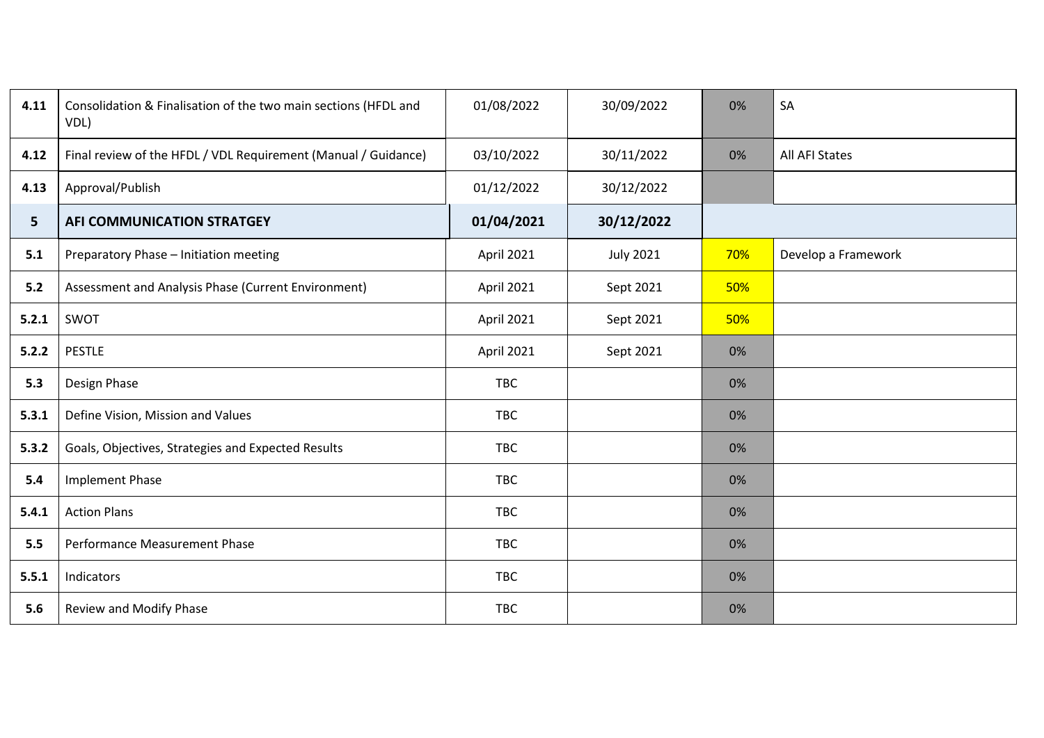| | | | | | |
|---|---|---|---|---|---|
| **4.11** | Consolidation & Finalisation of the two main sections (HFDL and VDL) | 01/08/2022 | 30/09/2022 | 0% | SA |
| **4.12** | Final review of the HFDL / VDL Requirement (Manual / Guidance) | 03/10/2022 | 30/11/2022 | 0% | All AFI States |
| **4.13** | Approval/Publish | 01/12/2022 | 30/12/2022 | | |
| **5** | **AFI COMMUNICATION STRATGEY** | **01/04/2021** | **30/12/2022** | | |
| **5.1** | Preparatory Phase – Initiation meeting | April 2021 | July 2021 | 70% | Develop a Framework |
| **5.2** | Assessment and Analysis Phase (Current Environment) | April 2021 | Sept 2021 | 50% | |
| **5.2.1** | SWOT | April 2021 | Sept 2021 | 50% | |
| **5.2.2** | PESTLE | April 2021 | Sept 2021 | 0% | |
| **5.3** | Design Phase | TBC | | 0% | |
| **5.3.1** | Define Vision, Mission and Values | TBC | | 0% | |
| **5.3.2** | Goals, Objectives, Strategies and Expected Results | TBC | | 0% | |
| **5.4** | Implement Phase | TBC | | 0% | |
| **5.4.1** | Action Plans | TBC | | 0% | |
| **5.5** | Performance Measurement Phase | TBC | | 0% | |
| **5.5.1** | Indicators | TBC | | 0% | |
| **5.6** | Review and Modify Phase | TBC | | 0% | |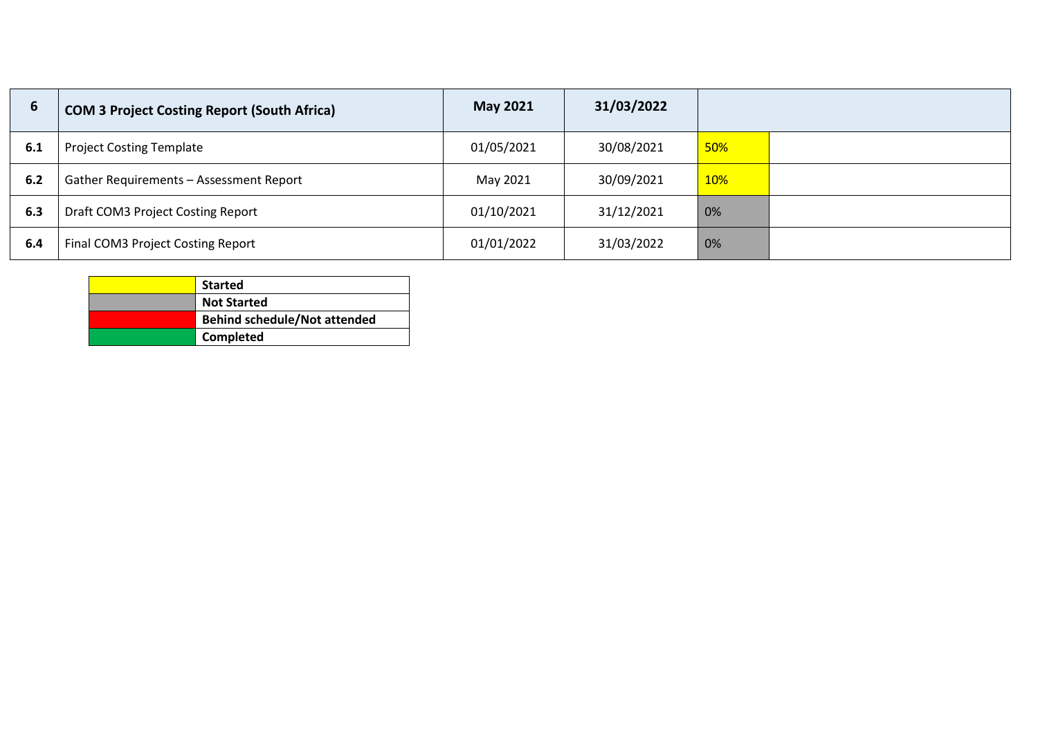| 6 | COM 3 Project Costing Report (South Africa) | May 2021 | 31/03/2022 | | |
|---|---|---|---|---|---|
| 6.1 | Project Costing Template | 01/05/2021 | 30/08/2021 | 50% | |
| 6.2 | Gather Requirements – Assessment Report | May 2021 | 30/09/2021 | 10% | |
| 6.3 | Draft COM3 Project Costing Report | 01/10/2021 | 31/12/2021 | 0% | |
| 6.4 | Final COM3 Project Costing Report | 01/01/2022 | 31/03/2022 | 0% | |

| | |
|---|---|
| (yellow) | **Started** |
| (grey) | **Not Started** |
| (red) | **Behind schedule/Not attended** |
| (green) | **Completed** |